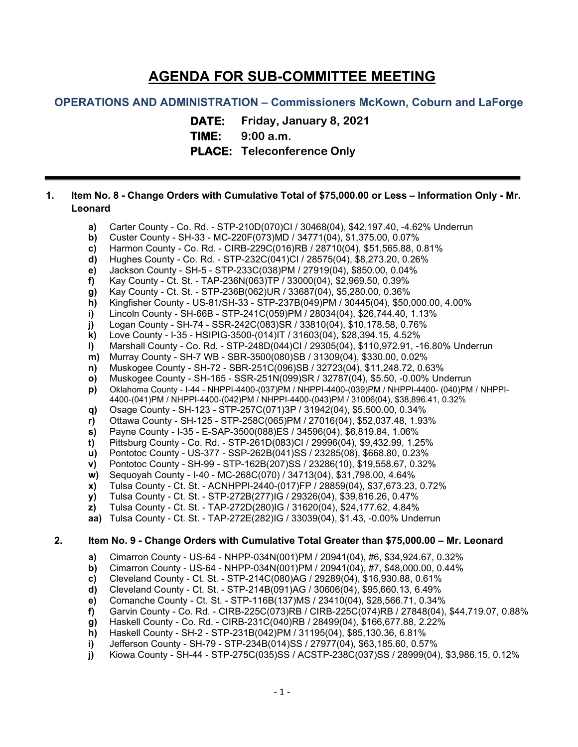# AGENDA FOR SUB-COMMITTEE MEETING

## OPERATIONS AND ADMINISTRATION – Commissioners McKown, Coburn and LaForge

**DATE:** Friday, January 8, 2021
**TIME:** 9:00 a.m.
**PLACE:** Teleconference Only

---

1. **Item No. 8 - Change Orders with Cumulative Total of $75,000.00 or Less – Information Only - Mr. Leonard**

   **a)** Carter County - Co. Rd. - STP-210D(070)CI / 30468(04), $42,197.40, -4.62% Underrun
   **b)** Custer County - SH-33 - MC-220F(073)MD / 34771(04), $1,375.00, 0.07%
   **c)** Harmon County - Co. Rd. - CIRB-229C(016)RB / 28710(04), $51,565.88, 0.81%
   **d)** Hughes County - Co. Rd. - STP-232C(041)CI / 28575(04), $8,273.20, 0.26%
   **e)** Jackson County - SH-5 - STP-233C(038)PM / 27919(04), $850.00, 0.04%
   **f)** Kay County - Ct. St. - TAP-236N(063)TP / 33000(04), $2,969.50, 0.39%
   **g)** Kay County - Ct. St. - STP-236B(062)UR / 33687(04), $5,280.00, 0.36%
   **h)** Kingfisher County - US-81/SH-33 - STP-237B(049)PM / 30445(04), $50,000.00, 4.00%
   **i)** Lincoln County - SH-66B - STP-241C(059)PM / 28034(04), $26,744.40, 1.13%
   **j)** Logan County - SH-74 - SSR-242C(083)SR / 33810(04), $10,178.58, 0.76%
   **k)** Love County - I-35 - HSIPIG-3500-(014)IT / 31603(04), $28,394.15, 4.52%
   **l)** Marshall County - Co. Rd. - STP-248D(044)CI / 29305(04), $110,972.91, -16.80% Underrun
   **m)** Murray County - SH-7 WB - SBR-3500(080)SB / 31309(04), $330.00, 0.02%
   **n)** Muskogee County - SH-72 - SBR-251C(096)SB / 32723(04), $11,248.72, 0.63%
   **o)** Muskogee County - SH-165 - SSR-251N(099)SR / 32787(04), $5.50, -0.00% Underrun
   **p)** Oklahoma County - I-44 - NHPPI-4400-(037)PM / NHPPI-4400-(039)PM / NHPPI-4400- (040)PM / NHPPI-4400-(041)PM / NHPPI-4400-(042)PM / NHPPI-4400-(043)PM / 31006(04), $38,896.41, 0.32%
   **q)** Osage County - SH-123 - STP-257C(071)3P / 31942(04), $5,500.00, 0.34%
   **r)** Ottawa County - SH-125 - STP-258C(065)PM / 27016(04), $52,037.48, 1.93%
   **s)** Payne County - I-35 - E-SAP-3500(088)ES / 34596(04), $6,819.84, 1.06%
   **t)** Pittsburg County - Co. Rd. - STP-261D(083)CI / 29996(04), $9,432.99, 1.25%
   **u)** Pontotoc County - US-377 - SSP-262B(041)SS / 23285(08), $668.80, 0.23%
   **v)** Pontotoc County - SH-99 - STP-162B(207)SS / 23286(10), $19,558.67, 0.32%
   **w)** Sequoyah County - I-40 - MC-268C(070) / 34713(04), $31,798.00, 4.64%
   **x)** Tulsa County - Ct. St. - ACNHPPI-2440-(017)FP / 28859(04), $37,673.23, 0.72%
   **y)** Tulsa County - Ct. St. - STP-272B(277)IG / 29326(04), $39,816.26, 0.47%
   **z)** Tulsa County - Ct. St. - TAP-272D(280)IG / 31620(04), $24,177.62, 4.84%
   **aa)** Tulsa County - Ct. St. - TAP-272E(282)IG / 33039(04), $1.43, -0.00% Underrun

2. **Item No. 9 - Change Orders with Cumulative Total Greater than $75,000.00 – Mr. Leonard**

   **a)** Cimarron County - US-64 - NHPP-034N(001)PM / 20941(04), #6, $34,924.67, 0.32%
   **b)** Cimarron County - US-64 - NHPP-034N(001)PM / 20941(04), #7, $48,000.00, 0.44%
   **c)** Cleveland County - Ct. St. - STP-214C(080)AG / 29289(04), $16,930.88, 0.61%
   **d)** Cleveland County - Ct. St. - STP-214B(091)AG / 30606(04), $95,660.13, 6.49%
   **e)** Comanche County - Ct. St. - STP-116B(137)MS / 23410(04), $28,566.71, 0.34%
   **f)** Garvin County - Co. Rd. - CIRB-225C(073)RB / CIRB-225C(074)RB / 27848(04), $44,719.07, 0.88%
   **g)** Haskell County - Co. Rd. - CIRB-231C(040)RB / 28499(04), $166,677.88, 2.22%
   **h)** Haskell County - SH-2 - STP-231B(042)PM / 31195(04), $85,130.36, 6.81%
   **i)** Jefferson County - SH-79 - STP-234B(014)SS / 27977(04), $63,185.60, 0.57%
   **j)** Kiowa County - SH-44 - STP-275C(035)SS / ACSTP-238C(037)SS / 28999(04), $3,986.15, 0.12%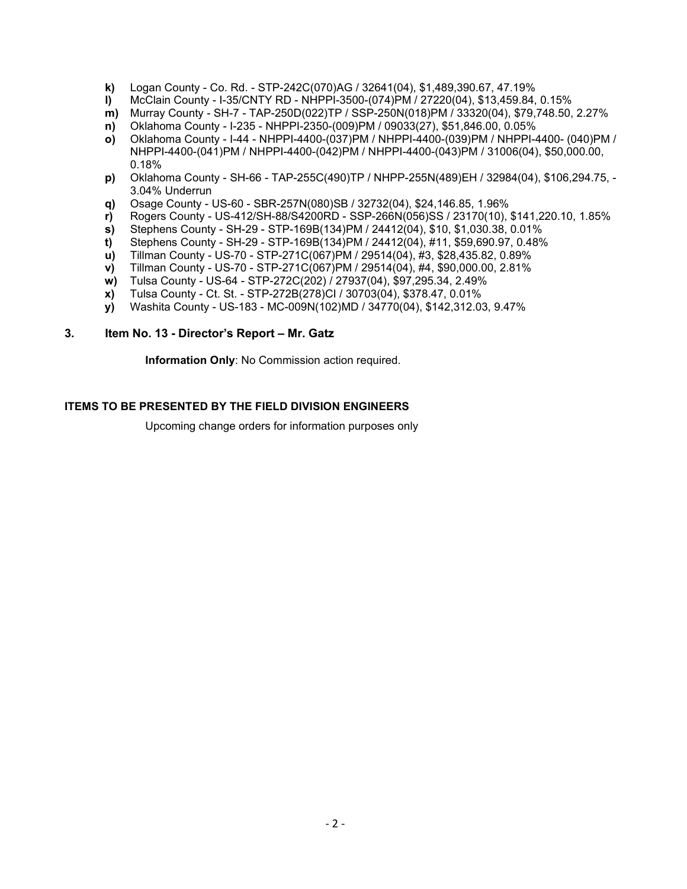- **k)** Logan County - Co. Rd. - STP-242C(070)AG / 32641(04), $1,489,390.67, 47.19%
- **l)** McClain County - I-35/CNTY RD - NHPPI-3500-(074)PM / 27220(04), $13,459.84, 0.15%
- **m)** Murray County - SH-7 - TAP-250D(022)TP / SSP-250N(018)PM / 33320(04), $79,748.50, 2.27%
- **n)** Oklahoma County - I-235 - NHPPI-2350-(009)PM / 09033(27), $51,846.00, 0.05%
- **o)** Oklahoma County - I-44 - NHPPI-4400-(037)PM / NHPPI-4400-(039)PM / NHPPI-4400- (040)PM / NHPPI-4400-(041)PM / NHPPI-4400-(042)PM / NHPPI-4400-(043)PM / 31006(04), $50,000.00, 0.18%
- **p)** Oklahoma County - SH-66 - TAP-255C(490)TP / NHPP-255N(489)EH / 32984(04), $106,294.75, -3.04% Underrun
- **q)** Osage County - US-60 - SBR-257N(080)SB / 32732(04), $24,146.85, 1.96%
- **r)** Rogers County - US-412/SH-88/S4200RD - SSP-266N(056)SS / 23170(10), $141,220.10, 1.85%
- **s)** Stephens County - SH-29 - STP-169B(134)PM / 24412(04), #10, $1,030.38, 0.01%
- **t)** Stephens County - SH-29 - STP-169B(134)PM / 24412(04), #11, $59,690.97, 0.48%
- **u)** Tillman County - US-70 - STP-271C(067)PM / 29514(04), #3, $28,435.82, 0.89%
- **v)** Tillman County - US-70 - STP-271C(067)PM / 29514(04), #4, $90,000.00, 2.81%
- **w)** Tulsa County - US-64 - STP-272C(202) / 27937(04), $97,295.34, 2.49%
- **x)** Tulsa County - Ct. St. - STP-272B(278)CI / 30703(04), $378.47, 0.01%
- **y)** Washita County - US-183 - MC-009N(102)MD / 34770(04), $142,312.03, 9.47%

**3. Item No. 13 - Director's Report – Mr. Gatz**

**Information Only**: No Commission action required.

**ITEMS TO BE PRESENTED BY THE FIELD DIVISION ENGINEERS**

Upcoming change orders for information purposes only